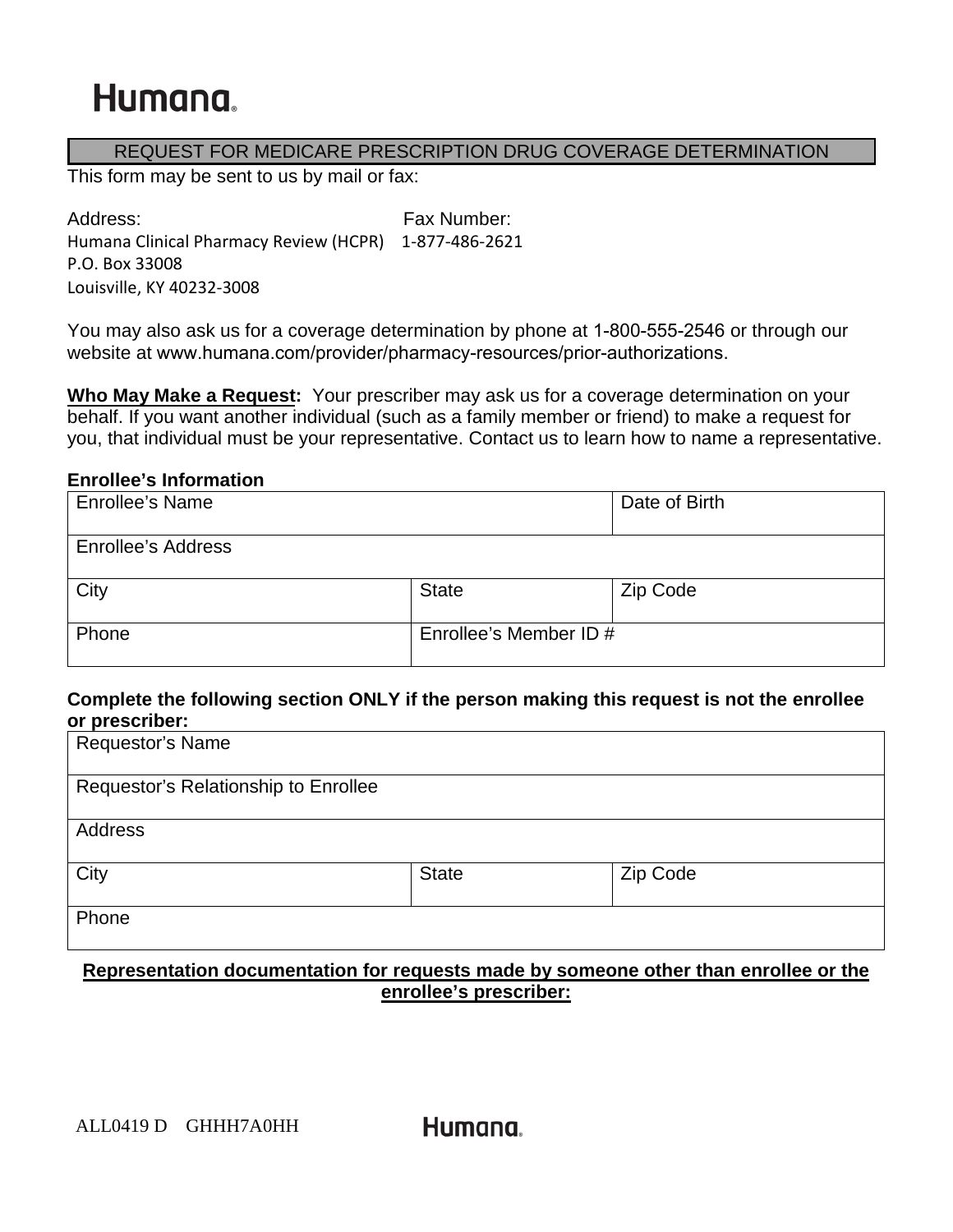Humana

## REQUEST FOR MEDICARE PRESCRIPTION DRUG COVERAGE DETERMINATION

This form may be sent to us by mail or fax:

| Address: | Fax Number: |
|---|---|
| Humana Clinical Pharmacy Review (HCPR)<br>P.O. Box 33008<br>Louisville, KY 40232-3008 | 1-877-486-2621 |

You may also ask us for a coverage determination by phone at 1-800-555-2546 or through our website at www.humana.com/provider/pharmacy-resources/prior-authorizations.

**Who May Make a Request:** Your prescriber may ask us for a coverage determination on your behalf. If you want another individual (such as a family member or friend) to make a request for you, that individual must be your representative. Contact us to learn how to name a representative.

**Enrollee's Information**

| Enrollee's Name | | Date of Birth |
|---|---|---|
| Enrollee's Address | | |
| City | State | Zip Code |
| Phone | Enrollee's Member ID # | |

**Complete the following section ONLY if the person making this request is not the enrollee or prescriber:**

| Requestor's Name | | |
|---|---|---|
| Requestor's Relationship to Enrollee | | |
| Address | | |
| City | State | Zip Code |
| Phone | | |

**Representation documentation for requests made by someone other than enrollee or the enrollee's prescriber:**

ALL0419 D GHHH7A0HH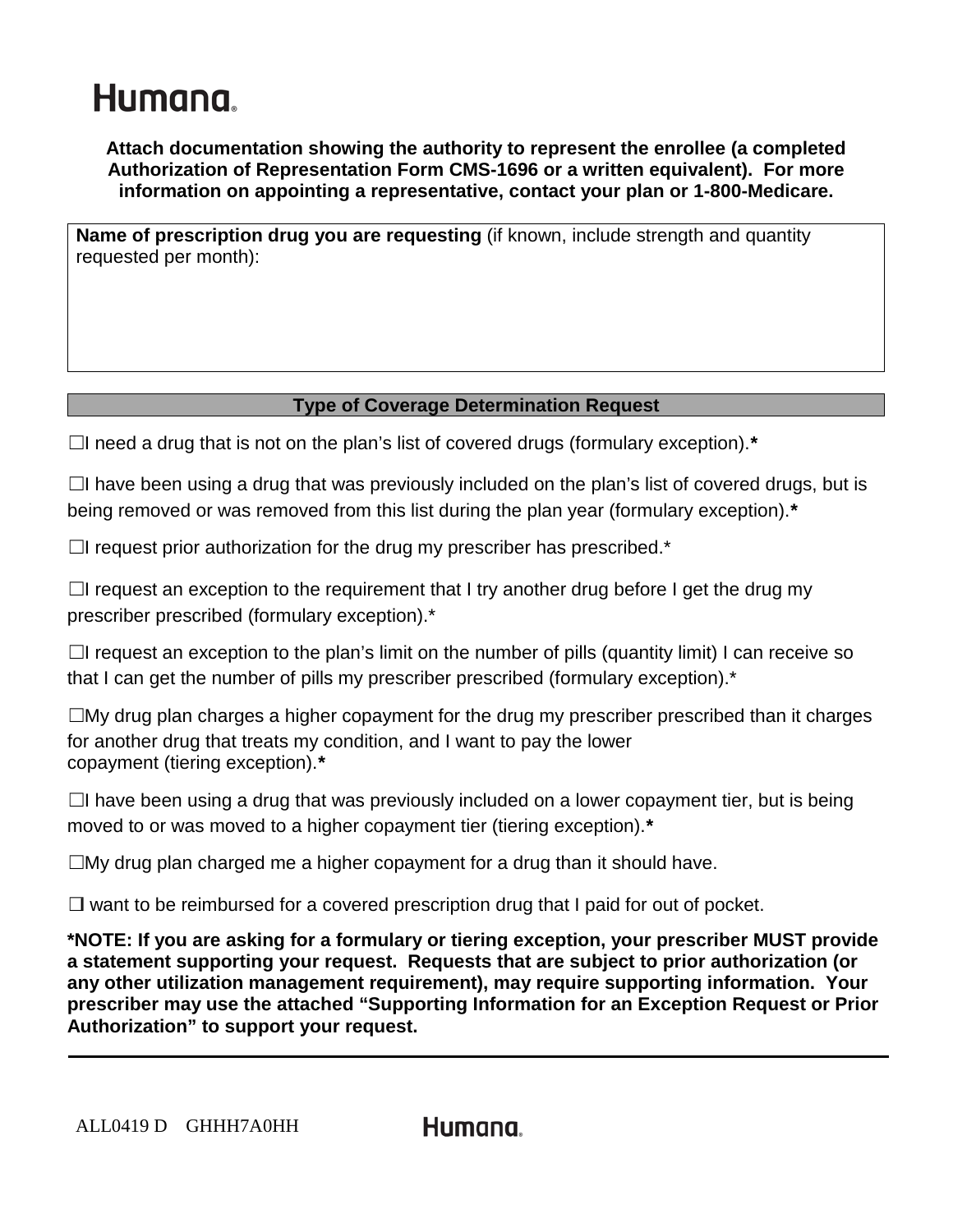Humana.

**Attach documentation showing the authority to represent the enrollee (a completed Authorization of Representation Form CMS-1696 or a written equivalent). For more information on appointing a representative, contact your plan or 1-800-Medicare.**

| **Name of prescription drug you are requesting** (if known, include strength and quantity requested per month): |
| --- |
| |

## Type of Coverage Determination Request

☐I need a drug that is not on the plan's list of covered drugs (formulary exception).*

☐I have been using a drug that was previously included on the plan's list of covered drugs, but is being removed or was removed from this list during the plan year (formulary exception).*

☐I request prior authorization for the drug my prescriber has prescribed.*

☐I request an exception to the requirement that I try another drug before I get the drug my prescriber prescribed (formulary exception).*

☐I request an exception to the plan's limit on the number of pills (quantity limit) I can receive so that I can get the number of pills my prescriber prescribed (formulary exception).*

☐My drug plan charges a higher copayment for the drug my prescriber prescribed than it charges for another drug that treats my condition, and I want to pay the lower copayment (tiering exception).*

☐I have been using a drug that was previously included on a lower copayment tier, but is being moved to or was moved to a higher copayment tier (tiering exception).*

☐My drug plan charged me a higher copayment for a drug than it should have.

☐I want to be reimbursed for a covered prescription drug that I paid for out of pocket.

**\*NOTE: If you are asking for a formulary or tiering exception, your prescriber MUST provide a statement supporting your request. Requests that are subject to prior authorization (or any other utilization management requirement), may require supporting information. Your prescriber may use the attached "Supporting Information for an Exception Request or Prior Authorization" to support your request.**

ALL0419 D GHHH7A0HH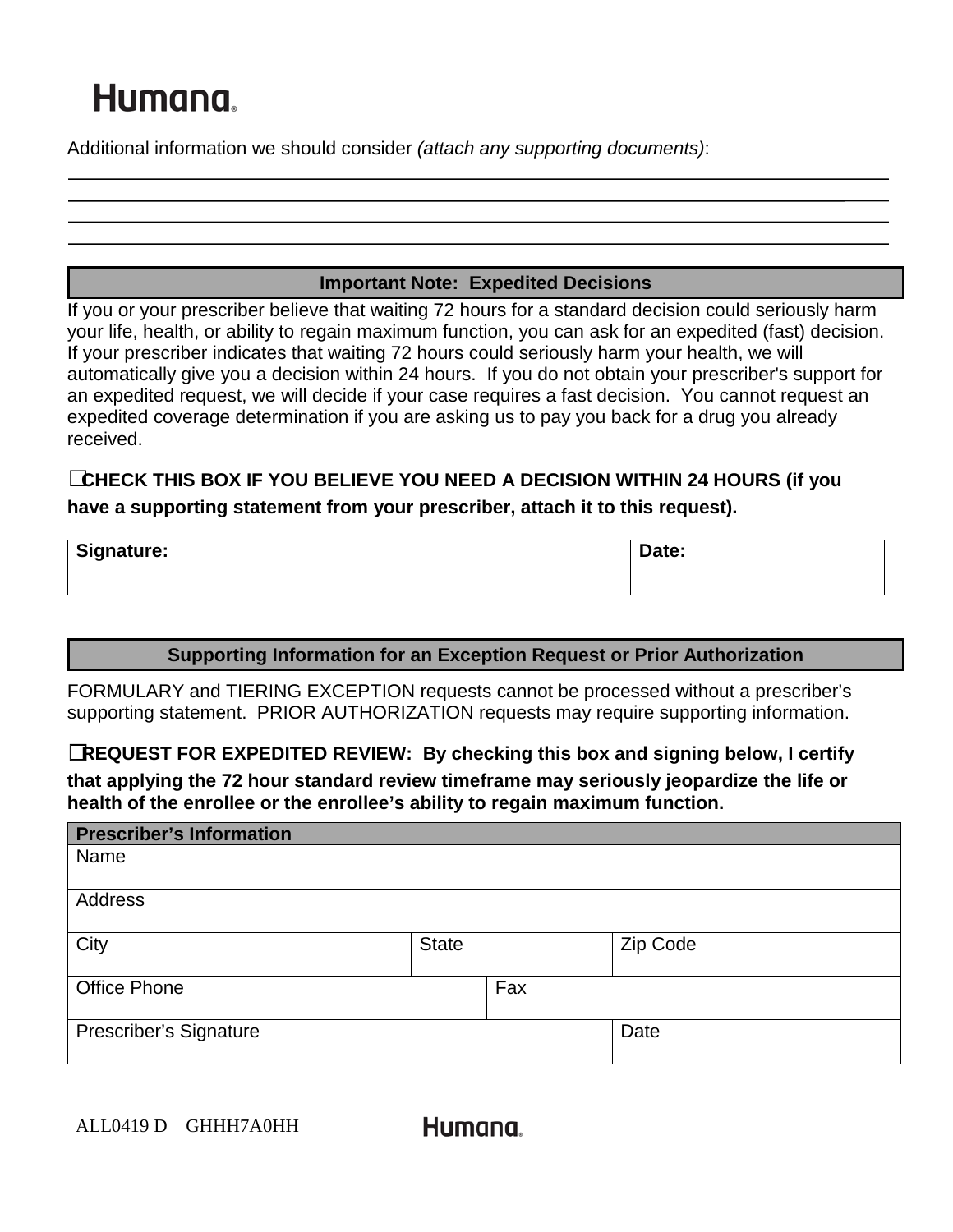Humana

Additional information we should consider *(attach any supporting documents)*:

## Important Note: Expedited Decisions

If you or your prescriber believe that waiting 72 hours for a standard decision could seriously harm your life, health, or ability to regain maximum function, you can ask for an expedited (fast) decision. If your prescriber indicates that waiting 72 hours could seriously harm your health, we will automatically give you a decision within 24 hours. If you do not obtain your prescriber's support for an expedited request, we will decide if your case requires a fast decision. You cannot request an expedited coverage determination if you are asking us to pay you back for a drug you already received.

☐ **CHECK THIS BOX IF YOU BELIEVE YOU NEED A DECISION WITHIN 24 HOURS (if you have a supporting statement from your prescriber, attach it to this request).**

| Signature: | Date: |
|---|---|
| | |

## Supporting Information for an Exception Request or Prior Authorization

FORMULARY and TIERING EXCEPTION requests cannot be processed without a prescriber's supporting statement. PRIOR AUTHORIZATION requests may require supporting information.

☐ **REQUEST FOR EXPEDITED REVIEW: By checking this box and signing below, I certify that applying the 72 hour standard review timeframe may seriously jeopardize the life or health of the enrollee or the enrollee's ability to regain maximum function.**

| Prescriber's Information | | |
|---|---|---|
| Name | | |
| Address | | |
| City | State | Zip Code |
| Office Phone | Fax | |
| Prescriber's Signature | | Date |

ALL0419 D GHHH7A0HH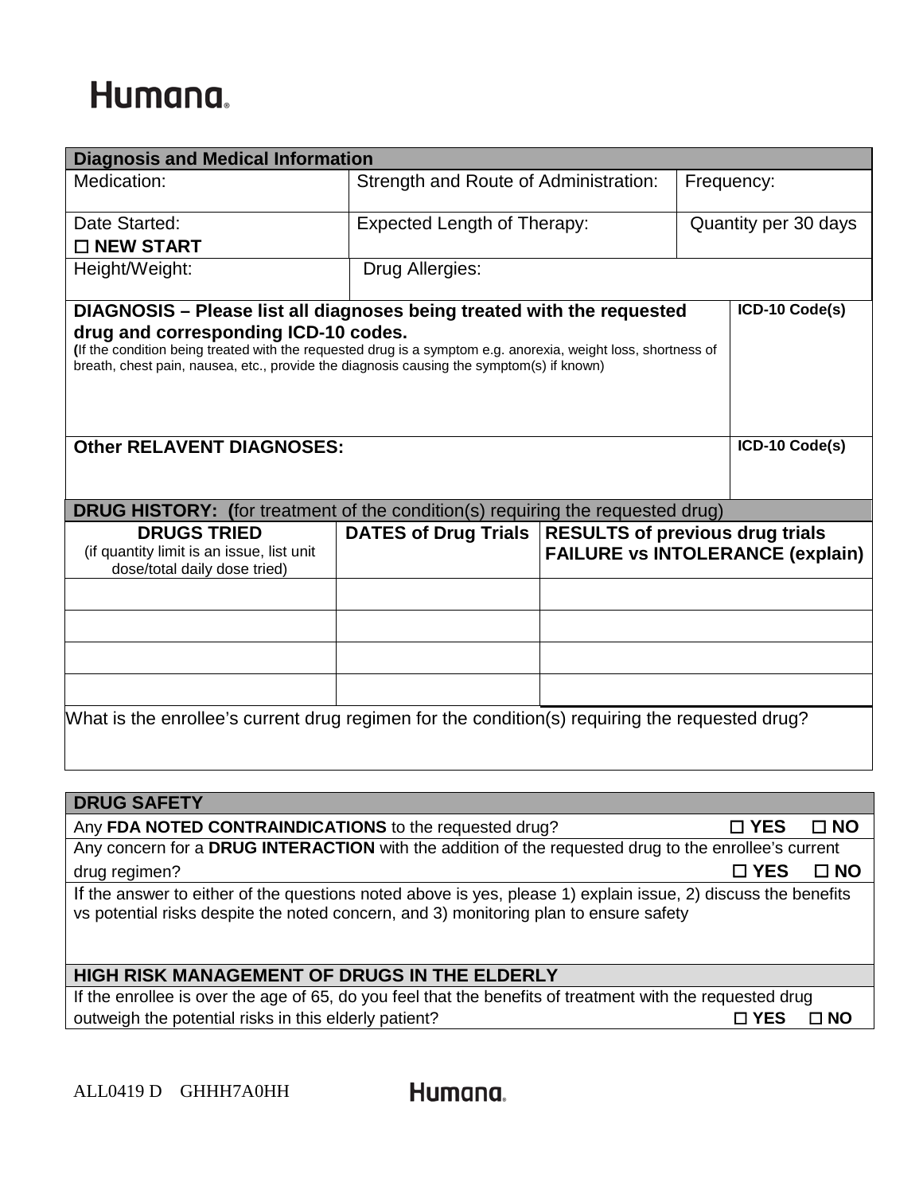Humana.

## Diagnosis and Medical Information

| Medication: | Strength and Route of Administration: | Frequency: |
|---|---|---|
| Date Started:<br>☐ **NEW START** | Expected Length of Therapy: | Quantity per 30 days |
| Height/Weight: | Drug Allergies: | |

| **DIAGNOSIS – Please list all diagnoses being treated with the requested drug and corresponding ICD-10 codes.**<br>(If the condition being treated with the requested drug is a symptom e.g. anorexia, weight loss, shortness of breath, chest pain, nausea, etc., provide the diagnosis causing the symptom(s) if known) | **ICD-10 Code(s)** |
|---|---|
| **Other RELAVENT DIAGNOSES:** | **ICD-10 Code(s)** |

## DRUG HISTORY: (for treatment of the condition(s) requiring the requested drug)

| **DRUGS TRIED**<br>(if quantity limit is an issue, list unit dose/total daily dose tried) | **DATES of Drug Trials** | **RESULTS of previous drug trials FAILURE vs INTOLERANCE (explain)** |
|---|---|---|
| | | |
| | | |
| | | |
| | | |

What is the enrollee's current drug regimen for the condition(s) requiring the requested drug?

## DRUG SAFETY

Any **FDA NOTED CONTRAINDICATIONS** to the requested drug? ☐ **YES** ☐ **NO**

Any concern for a **DRUG INTERACTION** with the addition of the requested drug to the enrollee's current drug regimen? ☐ **YES** ☐ **NO**

If the answer to either of the questions noted above is yes, please 1) explain issue, 2) discuss the benefits vs potential risks despite the noted concern, and 3) monitoring plan to ensure safety

## HIGH RISK MANAGEMENT OF DRUGS IN THE ELDERLY

If the enrollee is over the age of 65, do you feel that the benefits of treatment with the requested drug outweigh the potential risks in this elderly patient? ☐ **YES** ☐ **NO**

ALL0419 D GHHH7A0HH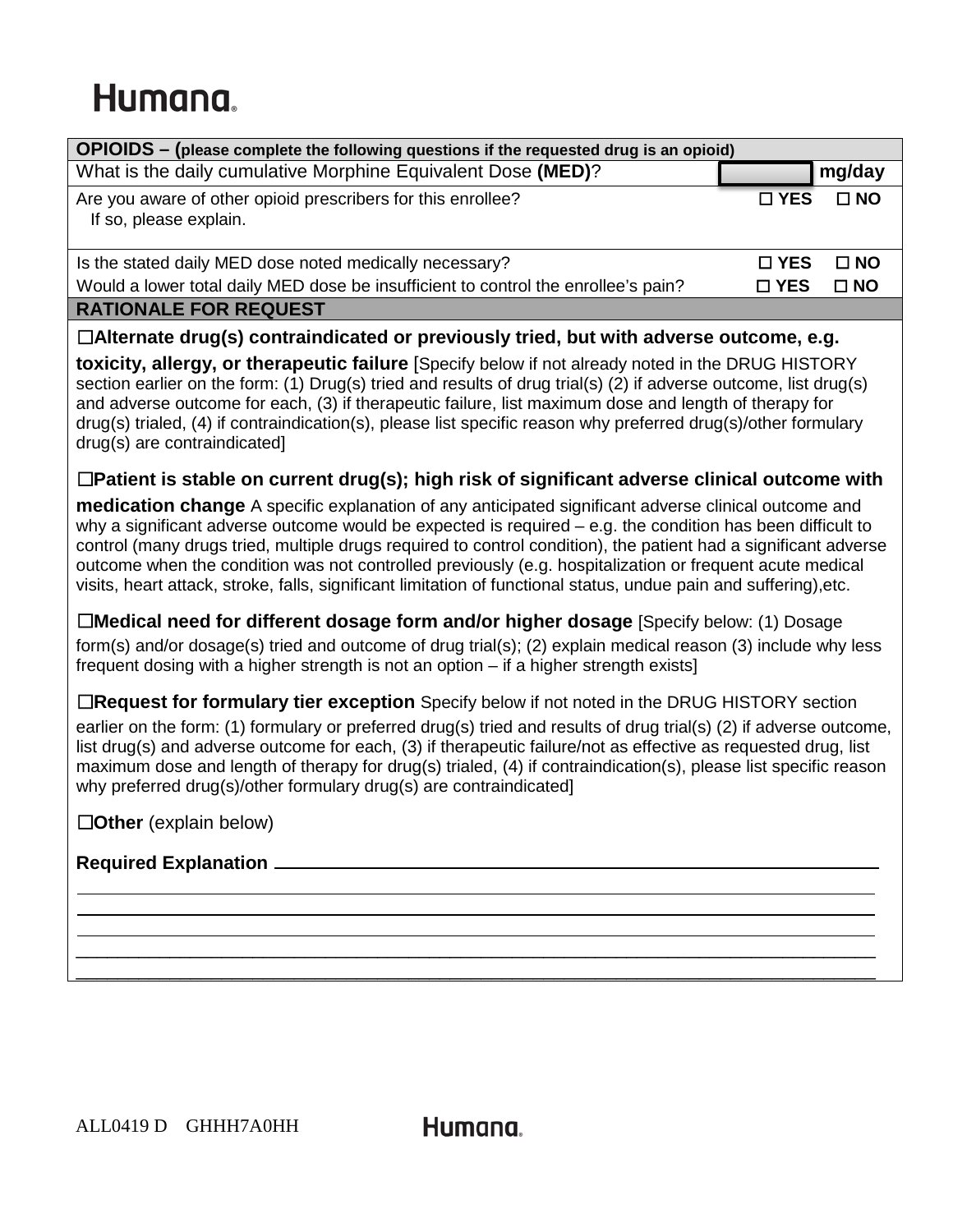# Humana

| OPIOIDS – (please complete the following questions if the requested drug is an opioid) | | |
|---|---|---|
| What is the daily cumulative Morphine Equivalent Dose **(MED)**? | | **mg/day** |
| Are you aware of other opioid prescribers for this enrollee? If so, please explain. | ☐ **YES** | ☐ **NO** |
| Is the stated daily MED dose noted medically necessary? | ☐ **YES** | ☐ **NO** |
| Would a lower total daily MED dose be insufficient to control the enrollee's pain? | ☐ **YES** | ☐ **NO** |

## RATIONALE FOR REQUEST

☐**Alternate drug(s) contraindicated or previously tried, but with adverse outcome, e.g. toxicity, allergy, or therapeutic failure** [Specify below if not already noted in the DRUG HISTORY section earlier on the form: (1) Drug(s) tried and results of drug trial(s) (2) if adverse outcome, list drug(s) and adverse outcome for each, (3) if therapeutic failure, list maximum dose and length of therapy for drug(s) trialed, (4) if contraindication(s), please list specific reason why preferred drug(s)/other formulary drug(s) are contraindicated]

☐**Patient is stable on current drug(s); high risk of significant adverse clinical outcome with medication change** A specific explanation of any anticipated significant adverse clinical outcome and why a significant adverse outcome would be expected is required – e.g. the condition has been difficult to control (many drugs tried, multiple drugs required to control condition), the patient had a significant adverse outcome when the condition was not controlled previously (e.g. hospitalization or frequent acute medical visits, heart attack, stroke, falls, significant limitation of functional status, undue pain and suffering),etc.

☐**Medical need for different dosage form and/or higher dosage** [Specify below: (1) Dosage form(s) and/or dosage(s) tried and outcome of drug trial(s); (2) explain medical reason (3) include why less frequent dosing with a higher strength is not an option – if a higher strength exists]

☐**Request for formulary tier exception** Specify below if not noted in the DRUG HISTORY section earlier on the form: (1) formulary or preferred drug(s) tried and results of drug trial(s) (2) if adverse outcome, list drug(s) and adverse outcome for each, (3) if therapeutic failure/not as effective as requested drug, list maximum dose and length of therapy for drug(s) trialed, (4) if contraindication(s), please list specific reason why preferred drug(s)/other formulary drug(s) are contraindicated]

☐**Other** (explain below)

**Required Explanation** ______________________________________________

______________________________________________

______________________________________________

______________________________________________

______________________________________________

______________________________________________

ALL0419 D GHHH7A0HH